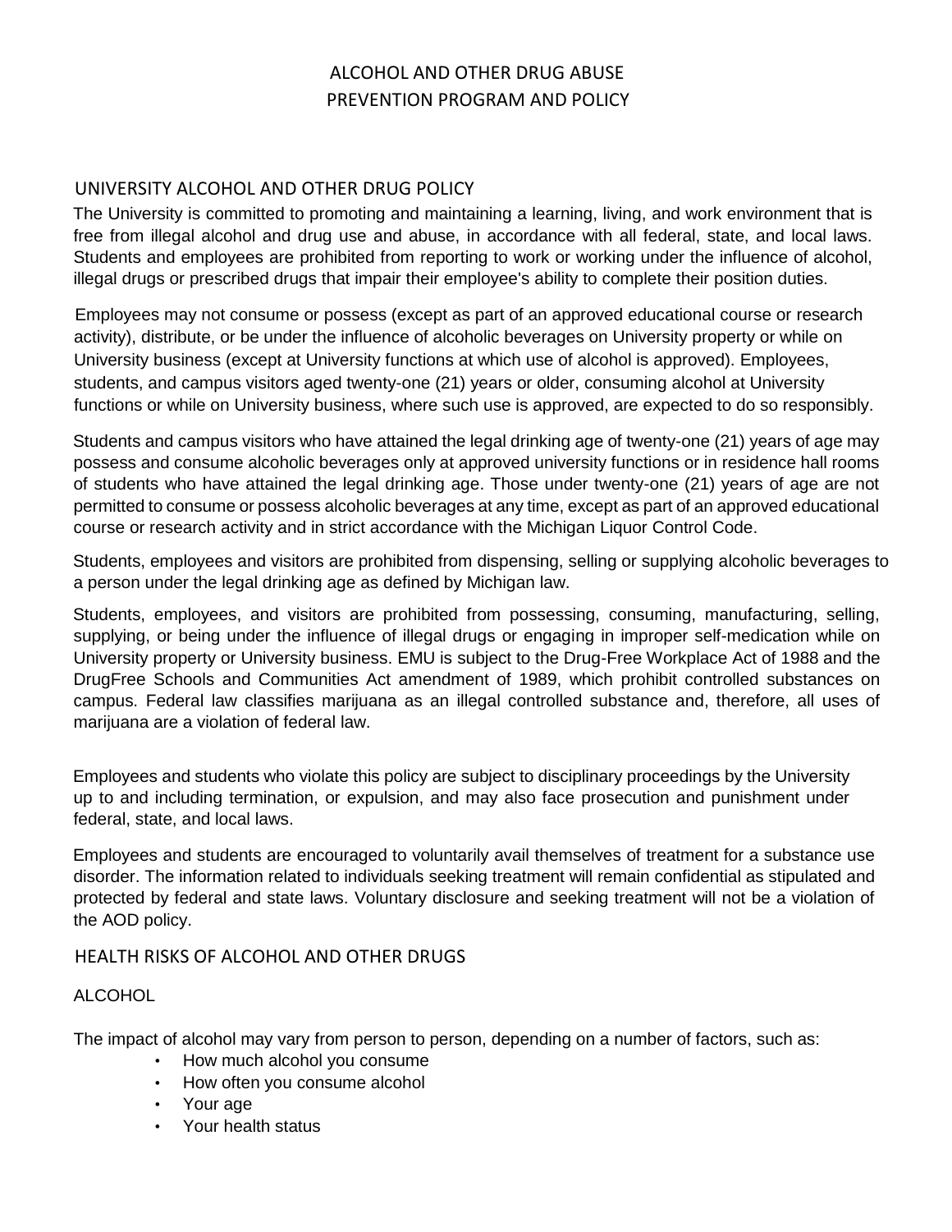# ALCOHOL AND OTHER DRUG ABUSE PREVENTION PROGRAM AND POLICY

## UNIVERSITY ALCOHOL AND OTHER DRUG POLICY

The University is committed to promoting and maintaining a learning, living, and work environment that is free from illegal alcohol and drug use and abuse, in accordance with all federal, state, and local laws. Students and employees are prohibited from reporting to work or working under the influence of alcohol, illegal drugs or prescribed drugs that impair their employee's ability to complete their position duties.

Employees may not consume or possess (except as part of an approved educational course or research activity), distribute, or be under the influence of alcoholic beverages on University property or while on University business (except at University functions at which use of alcohol is approved). Employees, students, and campus visitors aged twenty-one (21) years or older, consuming alcohol at University functions or while on University business, where such use is approved, are expected to do so responsibly.

Students and campus visitors who have attained the legal drinking age of twenty-one (21) years of age may possess and consume alcoholic beverages only at approved university functions or in residence hall rooms of students who have attained the legal drinking age. Those under twenty-one (21) years of age are not permitted to consume or possess alcoholic beverages at any time, except as part of an approved educational course or research activity and in strict accordance with the Michigan Liquor Control Code.

Students, employees and visitors are prohibited from dispensing, selling or supplying alcoholic beverages to a person under the legal drinking age as defined by Michigan law.

Students, employees, and visitors are prohibited from possessing, consuming, manufacturing, selling, supplying, or being under the influence of illegal drugs or engaging in improper self-medication while on University property or University business. EMU is subject to the Drug-Free Workplace Act of 1988 and the DrugFree Schools and Communities Act amendment of 1989, which prohibit controlled substances on campus. Federal law classifies marijuana as an illegal controlled substance and, therefore, all uses of marijuana are a violation of federal law.

Employees and students who violate this policy are subject to disciplinary proceedings by the University up to and including termination, or expulsion, and may also face prosecution and punishment under federal, state, and local laws.

Employees and students are encouraged to voluntarily avail themselves of treatment for a substance use disorder. The information related to individuals seeking treatment will remain confidential as stipulated and protected by federal and state laws. Voluntary disclosure and seeking treatment will not be a violation of the AOD policy.

## HEALTH RISKS OF ALCOHOL AND OTHER DRUGS

### ALCOHOL

The impact of alcohol may vary from person to person, depending on a number of factors, such as:

- How much alcohol you consume
- How often you consume alcohol
- Your age
- Your health status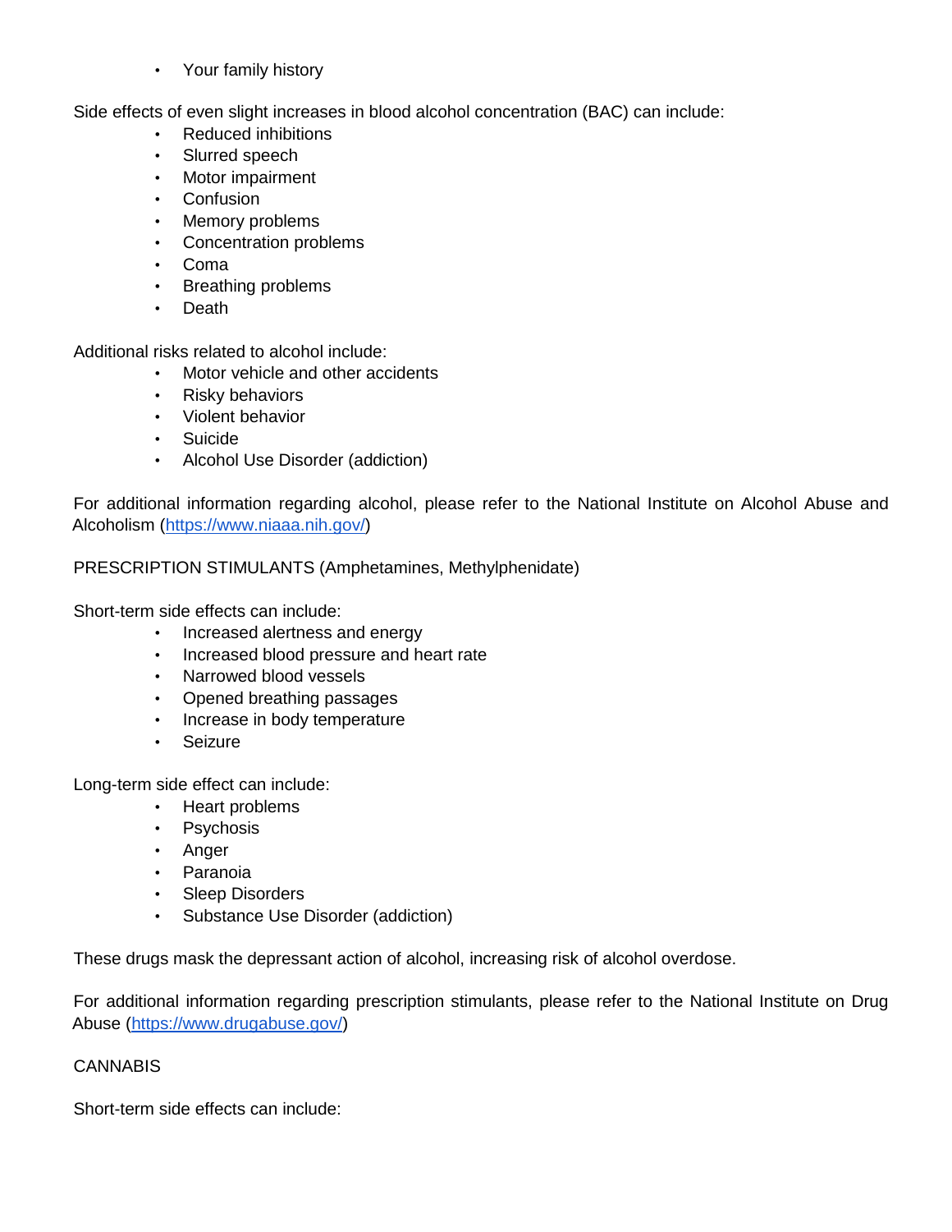- Your family history

Side effects of even slight increases in blood alcohol concentration (BAC) can include:

- Reduced inhibitions
- Slurred speech
- Motor impairment
- Confusion
- Memory problems
- Concentration problems
- Coma
- Breathing problems
- Death

Additional risks related to alcohol include:

- Motor vehicle and other accidents
- Risky behaviors
- Violent behavior
- Suicide
- Alcohol Use Disorder (addiction)

For additional information regarding alcohol, please refer to the National Institute on Alcohol Abuse and Alcoholism (https://www.niaaa.nih.gov/)

PRESCRIPTION STIMULANTS (Amphetamines, Methylphenidate)

Short-term side effects can include:

- Increased alertness and energy
- Increased blood pressure and heart rate
- Narrowed blood vessels
- Opened breathing passages
- Increase in body temperature
- Seizure

Long-term side effect can include:

- Heart problems
- Psychosis
- Anger
- Paranoia
- Sleep Disorders
- Substance Use Disorder (addiction)

These drugs mask the depressant action of alcohol, increasing risk of alcohol overdose.

For additional information regarding prescription stimulants, please refer to the National Institute on Drug Abuse (https://www.drugabuse.gov/)

CANNABIS

Short-term side effects can include: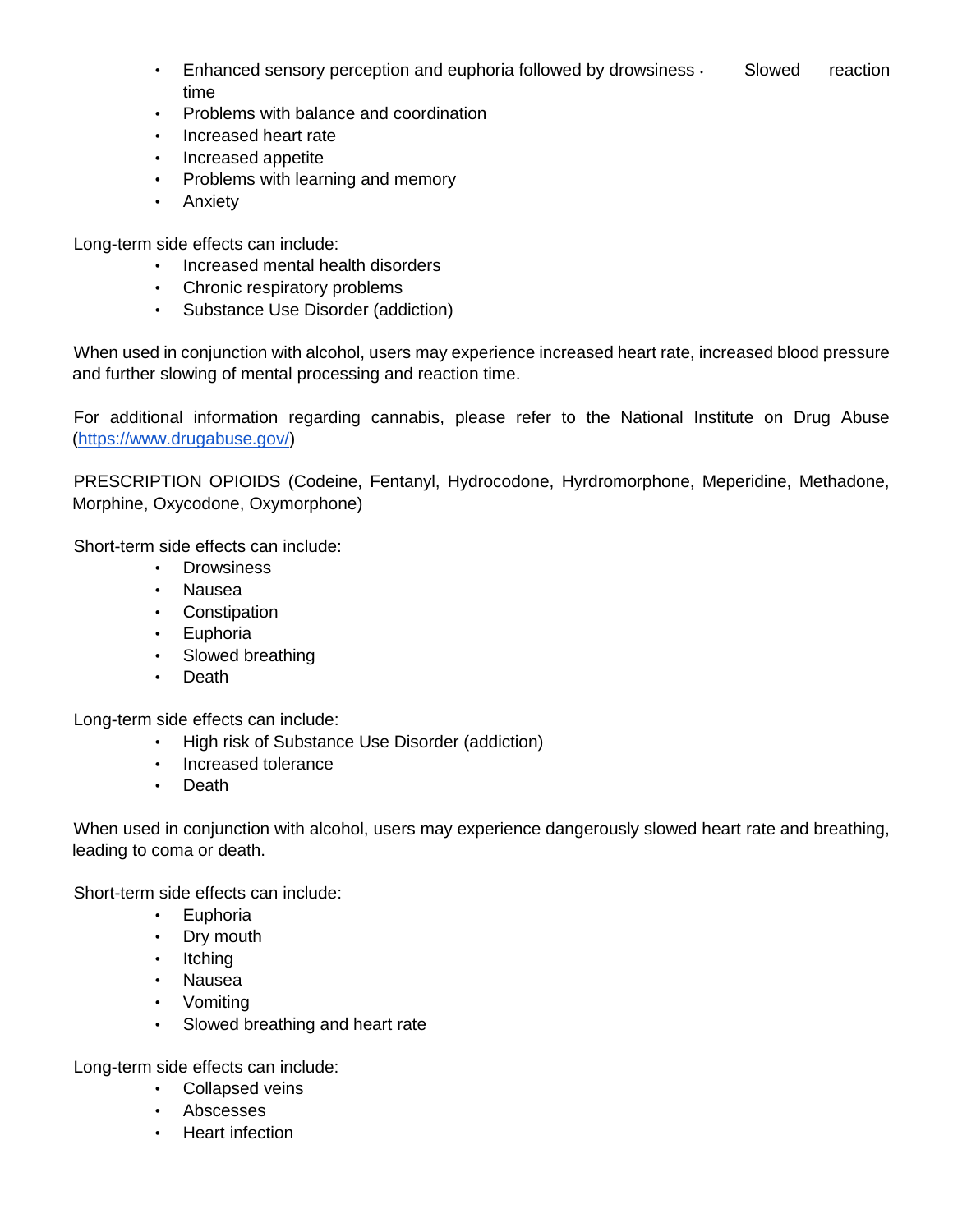- Enhanced sensory perception and euphoria followed by drowsiness
- Slowed reaction time
- Problems with balance and coordination
- Increased heart rate
- Increased appetite
- Problems with learning and memory
- Anxiety

Long-term side effects can include:

- Increased mental health disorders
- Chronic respiratory problems
- Substance Use Disorder (addiction)

When used in conjunction with alcohol, users may experience increased heart rate, increased blood pressure and further slowing of mental processing and reaction time.

For additional information regarding cannabis, please refer to the National Institute on Drug Abuse ([https://www.drugabuse.gov/](https://www.drugabuse.gov/))

PRESCRIPTION OPIOIDS (Codeine, Fentanyl, Hydrocodone, Hyrdromorphone, Meperidine, Methadone, Morphine, Oxycodone, Oxymorphone)

Short-term side effects can include:

- Drowsiness
- Nausea
- Constipation
- Euphoria
- Slowed breathing
- Death

Long-term side effects can include:

- High risk of Substance Use Disorder (addiction)
- Increased tolerance
- Death

When used in conjunction with alcohol, users may experience dangerously slowed heart rate and breathing, leading to coma or death.

Short-term side effects can include:

- Euphoria
- Dry mouth
- Itching
- Nausea
- Vomiting
- Slowed breathing and heart rate

Long-term side effects can include:

- Collapsed veins
- Abscesses
- Heart infection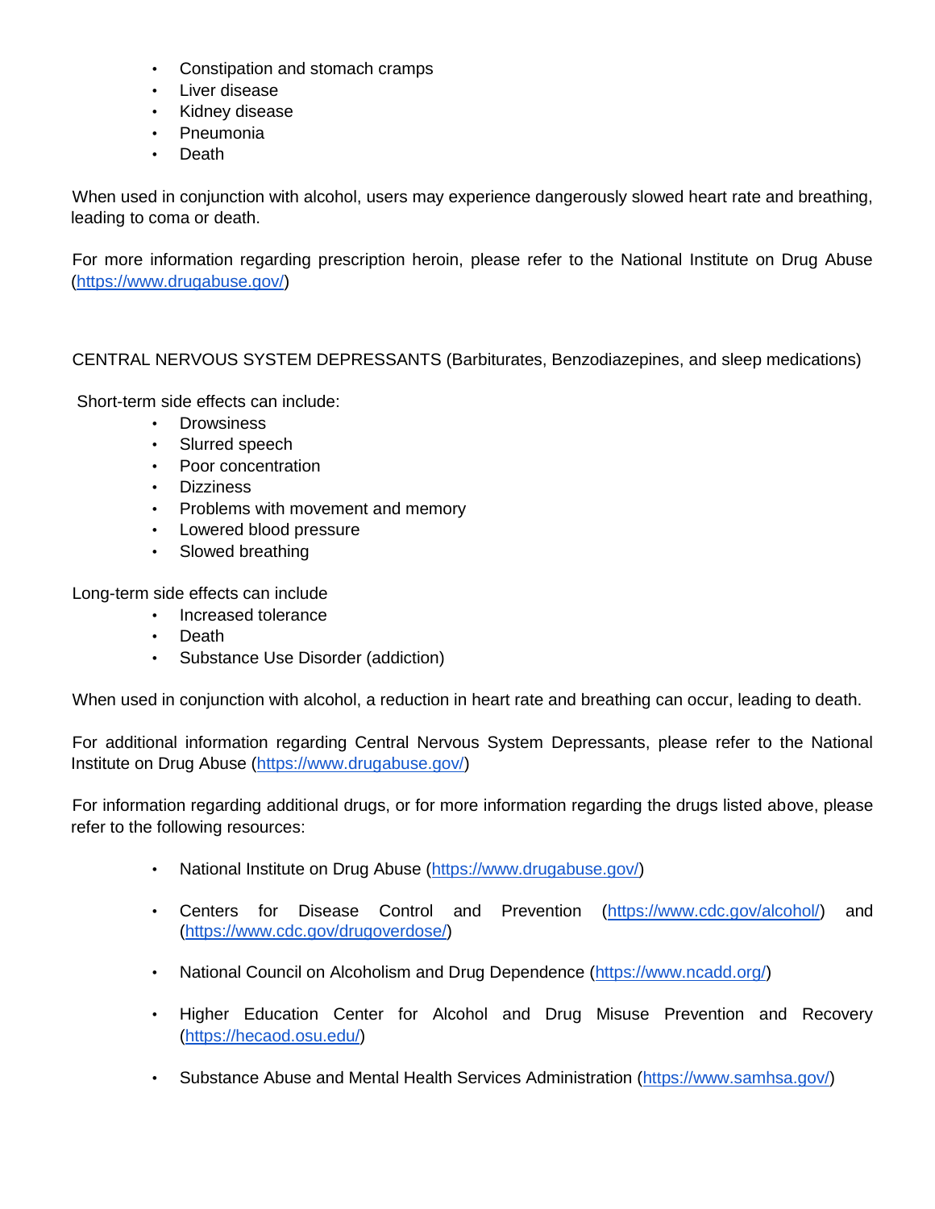- Constipation and stomach cramps
- Liver disease
- Kidney disease
- Pneumonia
- Death

When used in conjunction with alcohol, users may experience dangerously slowed heart rate and breathing, leading to coma or death.

For more information regarding prescription heroin, please refer to the National Institute on Drug Abuse (https://www.drugabuse.gov/)

CENTRAL NERVOUS SYSTEM DEPRESSANTS (Barbiturates, Benzodiazepines, and sleep medications)

Short-term side effects can include:

- Drowsiness
- Slurred speech
- Poor concentration
- Dizziness
- Problems with movement and memory
- Lowered blood pressure
- Slowed breathing

Long-term side effects can include

- Increased tolerance
- Death
- Substance Use Disorder (addiction)

When used in conjunction with alcohol, a reduction in heart rate and breathing can occur, leading to death.

For additional information regarding Central Nervous System Depressants, please refer to the National Institute on Drug Abuse (https://www.drugabuse.gov/)

For information regarding additional drugs, or for more information regarding the drugs listed above, please refer to the following resources:

- National Institute on Drug Abuse (https://www.drugabuse.gov/)
- Centers for Disease Control and Prevention (https://www.cdc.gov/alcohol/) and (https://www.cdc.gov/drugoverdose/)
- National Council on Alcoholism and Drug Dependence (https://www.ncadd.org/)
- Higher Education Center for Alcohol and Drug Misuse Prevention and Recovery (https://hecaod.osu.edu/)
- Substance Abuse and Mental Health Services Administration (https://www.samhsa.gov/)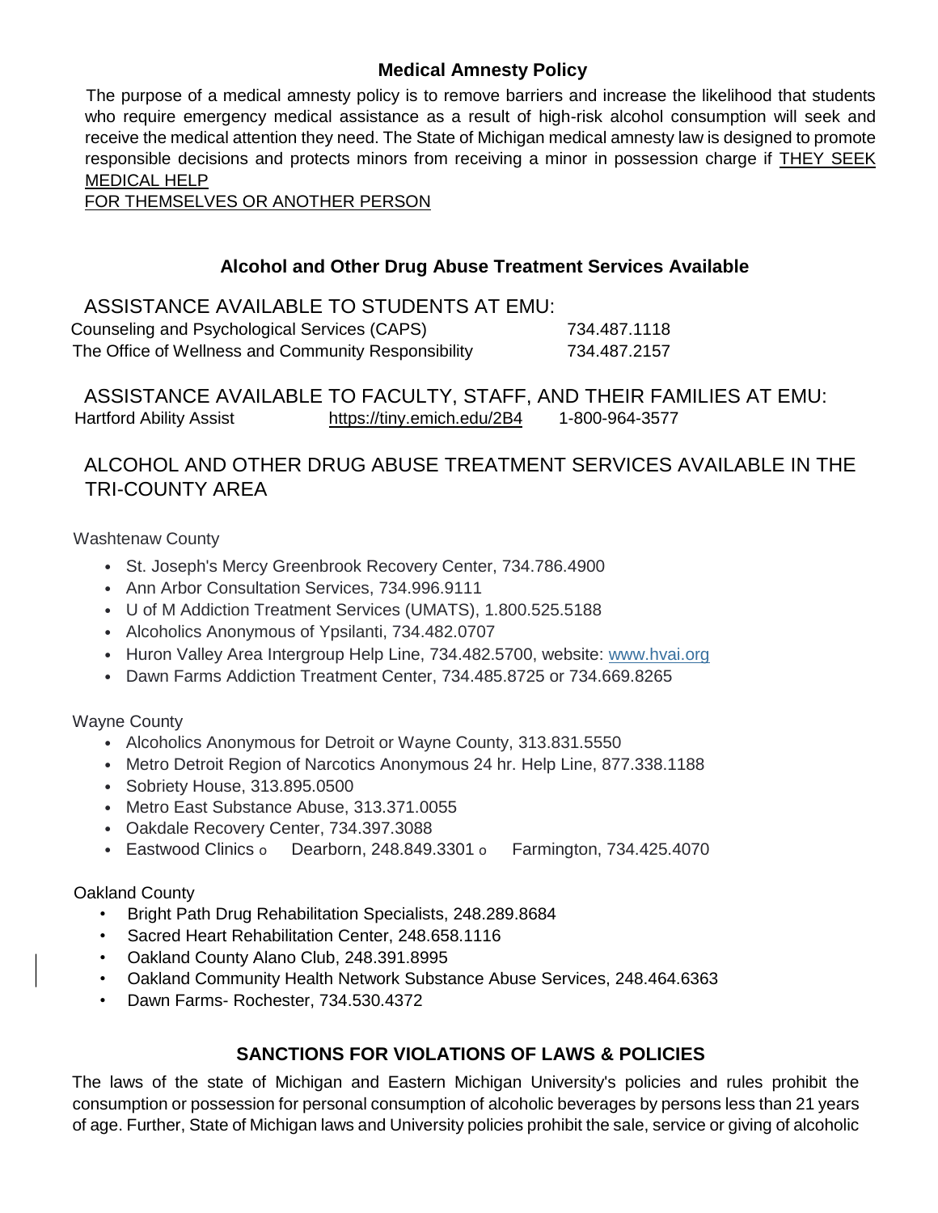## Medical Amnesty Policy

The purpose of a medical amnesty policy is to remove barriers and increase the likelihood that students who require emergency medical assistance as a result of high-risk alcohol consumption will seek and receive the medical attention they need. The State of Michigan medical amnesty law is designed to promote responsible decisions and protects minors from receiving a minor in possession charge if THEY SEEK MEDICAL HELP FOR THEMSELVES OR ANOTHER PERSON

## Alcohol and Other Drug Abuse Treatment Services Available

### ASSISTANCE AVAILABLE TO STUDENTS AT EMU:

| | |
|---|---|
| Counseling and Psychological Services (CAPS) | 734.487.1118 |
| The Office of Wellness and Community Responsibility | 734.487.2157 |

### ASSISTANCE AVAILABLE TO FACULTY, STAFF, AND THEIR FAMILIES AT EMU:

| | | |
|---|---|---|
| Hartford Ability Assist | https://tiny.emich.edu/2B4 | 1-800-964-3577 |

### ALCOHOL AND OTHER DRUG ABUSE TREATMENT SERVICES AVAILABLE IN THE TRI-COUNTY AREA

Washtenaw County

- St. Joseph's Mercy Greenbrook Recovery Center, 734.786.4900
- Ann Arbor Consultation Services, 734.996.9111
- U of M Addiction Treatment Services (UMATS), 1.800.525.5188
- Alcoholics Anonymous of Ypsilanti, 734.482.0707
- Huron Valley Area Intergroup Help Line, 734.482.5700, website: www.hvai.org
- Dawn Farms Addiction Treatment Center, 734.485.8725 or 734.669.8265

Wayne County

- Alcoholics Anonymous for Detroit or Wayne County, 313.831.5550
- Metro Detroit Region of Narcotics Anonymous 24 hr. Help Line, 877.338.1188
- Sobriety House, 313.895.0500
- Metro East Substance Abuse, 313.371.0055
- Oakdale Recovery Center, 734.397.3088
- Eastwood Clinics
  - Dearborn, 248.849.3301
  - Farmington, 734.425.4070

Oakland County

- Bright Path Drug Rehabilitation Specialists, 248.289.8684
- Sacred Heart Rehabilitation Center, 248.658.1116
- Oakland County Alano Club, 248.391.8995
- Oakland Community Health Network Substance Abuse Services, 248.464.6363
- Dawn Farms- Rochester, 734.530.4372

## SANCTIONS FOR VIOLATIONS OF LAWS & POLICIES

The laws of the state of Michigan and Eastern Michigan University's policies and rules prohibit the consumption or possession for personal consumption of alcoholic beverages by persons less than 21 years of age. Further, State of Michigan laws and University policies prohibit the sale, service or giving of alcoholic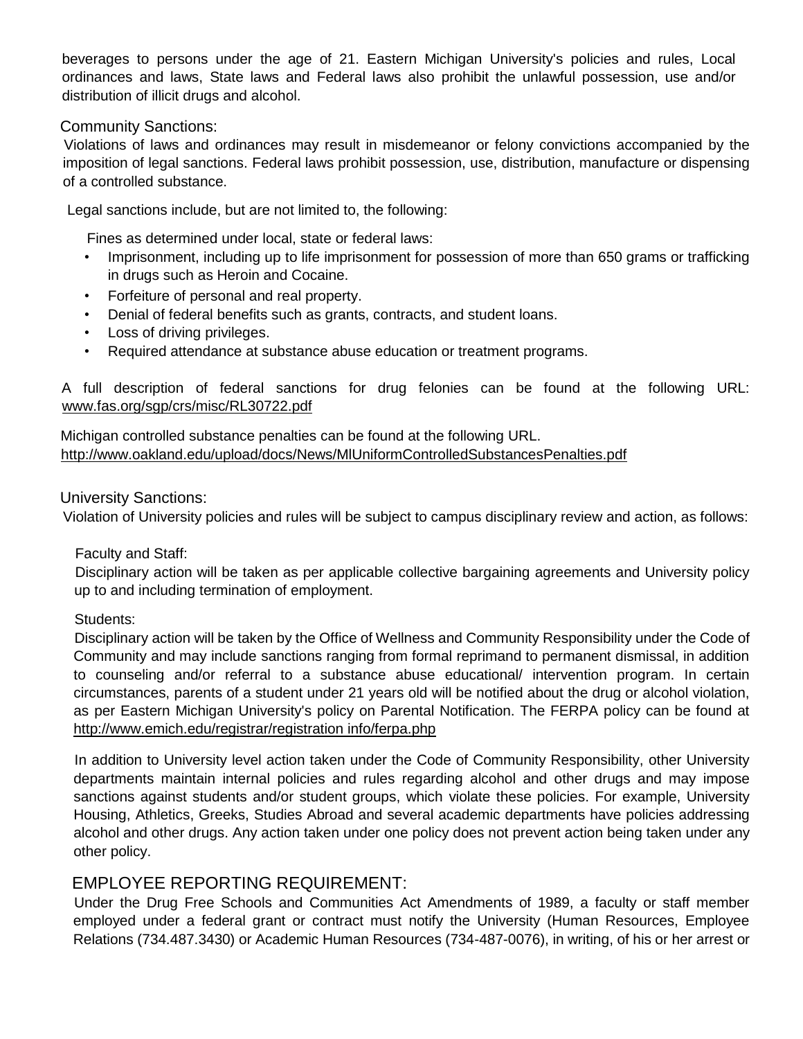beverages to persons under the age of 21. Eastern Michigan University's policies and rules, Local ordinances and laws, State laws and Federal laws also prohibit the unlawful possession, use and/or distribution of illicit drugs and alcohol.

## Community Sanctions:

Violations of laws and ordinances may result in misdemeanor or felony convictions accompanied by the imposition of legal sanctions. Federal laws prohibit possession, use, distribution, manufacture or dispensing of a controlled substance.

Legal sanctions include, but are not limited to, the following:

Fines as determined under local, state or federal laws:

- Imprisonment, including up to life imprisonment for possession of more than 650 grams or trafficking in drugs such as Heroin and Cocaine.
- Forfeiture of personal and real property.
- Denial of federal benefits such as grants, contracts, and student loans.
- Loss of driving privileges.
- Required attendance at substance abuse education or treatment programs.

A full description of federal sanctions for drug felonies can be found at the following URL: www.fas.org/sgp/crs/misc/RL30722.pdf

Michigan controlled substance penalties can be found at the following URL.
http://www.oakland.edu/upload/docs/News/MIUniformControlledSubstancesPenalties.pdf

## University Sanctions:

Violation of University policies and rules will be subject to campus disciplinary review and action, as follows:

Faculty and Staff:

Disciplinary action will be taken as per applicable collective bargaining agreements and University policy up to and including termination of employment.

Students:

Disciplinary action will be taken by the Office of Wellness and Community Responsibility under the Code of Community and may include sanctions ranging from formal reprimand to permanent dismissal, in addition to counseling and/or referral to a substance abuse educational/ intervention program. In certain circumstances, parents of a student under 21 years old will be notified about the drug or alcohol violation, as per Eastern Michigan University's policy on Parental Notification. The FERPA policy can be found at http://www.emich.edu/registrar/registration info/ferpa.php

In addition to University level action taken under the Code of Community Responsibility, other University departments maintain internal policies and rules regarding alcohol and other drugs and may impose sanctions against students and/or student groups, which violate these policies. For example, University Housing, Athletics, Greeks, Studies Abroad and several academic departments have policies addressing alcohol and other drugs. Any action taken under one policy does not prevent action being taken under any other policy.

## EMPLOYEE REPORTING REQUIREMENT:

Under the Drug Free Schools and Communities Act Amendments of 1989, a faculty or staff member employed under a federal grant or contract must notify the University (Human Resources, Employee Relations (734.487.3430) or Academic Human Resources (734-487-0076), in writing, of his or her arrest or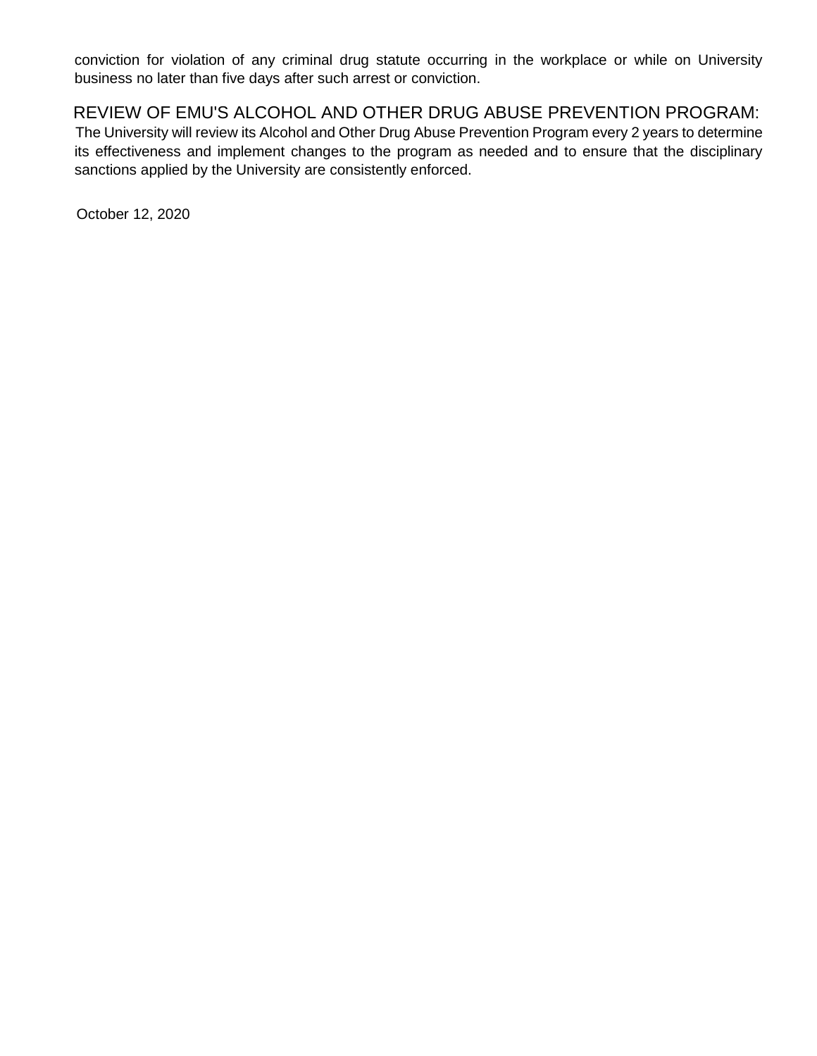conviction for violation of any criminal drug statute occurring in the workplace or while on University business no later than five days after such arrest or conviction.

## REVIEW OF EMU'S ALCOHOL AND OTHER DRUG ABUSE PREVENTION PROGRAM:

The University will review its Alcohol and Other Drug Abuse Prevention Program every 2 years to determine its effectiveness and implement changes to the program as needed and to ensure that the disciplinary sanctions applied by the University are consistently enforced.

October 12, 2020